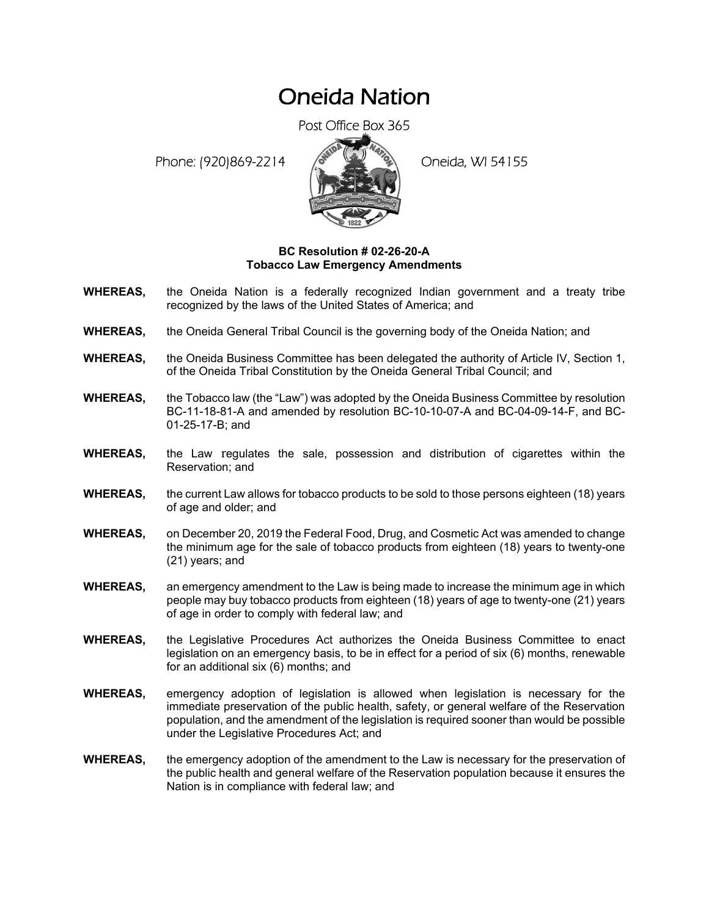# Oneida Nation

Post Office Box 365

Phone: (920)869-2214 Oneida, WI 54155

**BC Resolution # 02-26-20-A**
**Tobacco Law Emergency Amendments**

**WHEREAS,** the Oneida Nation is a federally recognized Indian government and a treaty tribe recognized by the laws of the United States of America; and

**WHEREAS,** the Oneida General Tribal Council is the governing body of the Oneida Nation; and

**WHEREAS,** the Oneida Business Committee has been delegated the authority of Article IV, Section 1, of the Oneida Tribal Constitution by the Oneida General Tribal Council; and

**WHEREAS,** the Tobacco law (the "Law") was adopted by the Oneida Business Committee by resolution BC-11-18-81-A and amended by resolution BC-10-10-07-A and BC-04-09-14-F, and BC-01-25-17-B; and

**WHEREAS,** the Law regulates the sale, possession and distribution of cigarettes within the Reservation; and

**WHEREAS,** the current Law allows for tobacco products to be sold to those persons eighteen (18) years of age and older; and

**WHEREAS,** on December 20, 2019 the Federal Food, Drug, and Cosmetic Act was amended to change the minimum age for the sale of tobacco products from eighteen (18) years to twenty-one (21) years; and

**WHEREAS,** an emergency amendment to the Law is being made to increase the minimum age in which people may buy tobacco products from eighteen (18) years of age to twenty-one (21) years of age in order to comply with federal law; and

**WHEREAS,** the Legislative Procedures Act authorizes the Oneida Business Committee to enact legislation on an emergency basis, to be in effect for a period of six (6) months, renewable for an additional six (6) months; and

**WHEREAS,** emergency adoption of legislation is allowed when legislation is necessary for the immediate preservation of the public health, safety, or general welfare of the Reservation population, and the amendment of the legislation is required sooner than would be possible under the Legislative Procedures Act; and

**WHEREAS,** the emergency adoption of the amendment to the Law is necessary for the preservation of the public health and general welfare of the Reservation population because it ensures the Nation is in compliance with federal law; and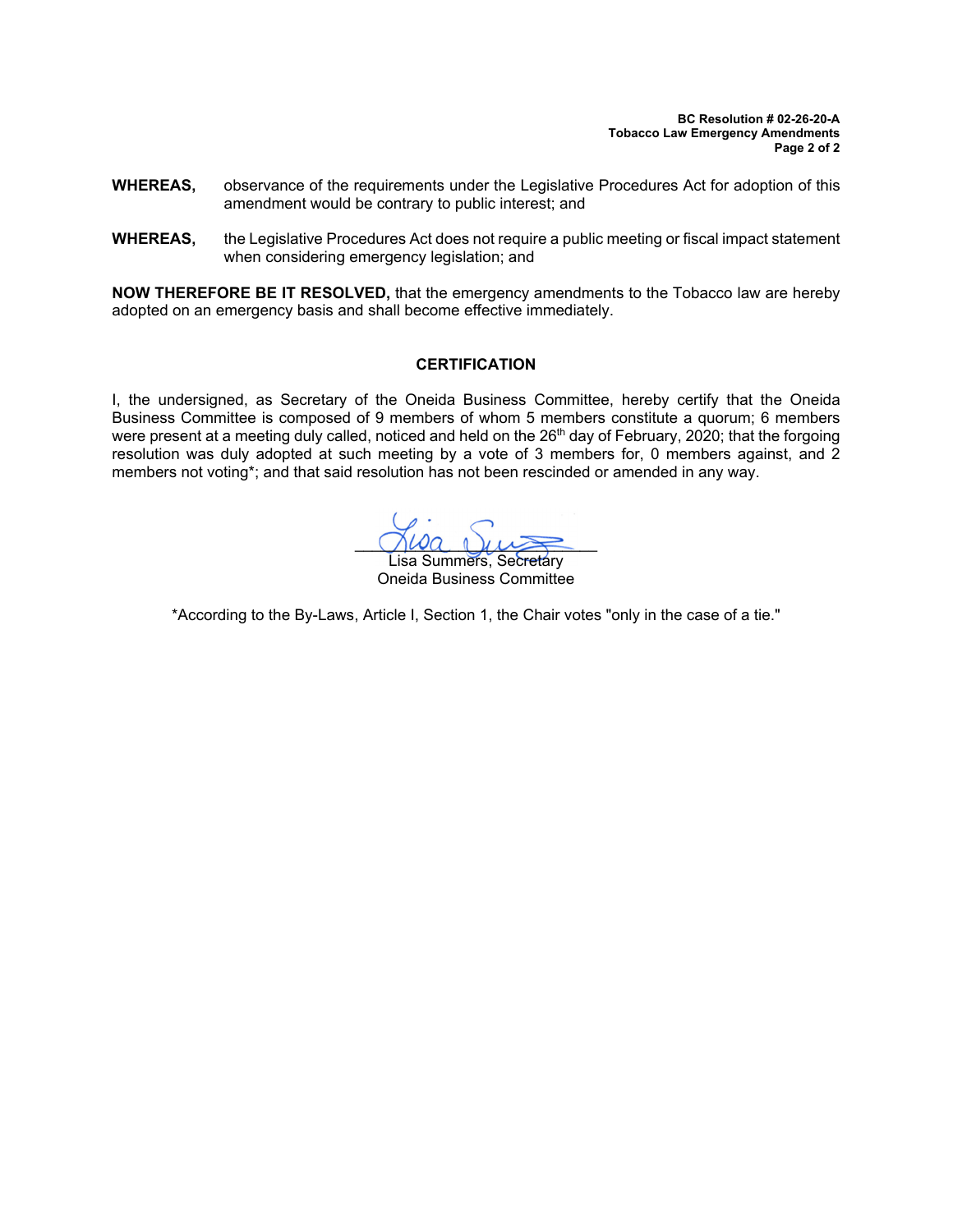**WHEREAS,** observance of the requirements under the Legislative Procedures Act for adoption of this amendment would be contrary to public interest; and

**WHEREAS,** the Legislative Procedures Act does not require a public meeting or fiscal impact statement when considering emergency legislation; and

**NOW THEREFORE BE IT RESOLVED,** that the emergency amendments to the Tobacco law are hereby adopted on an emergency basis and shall become effective immediately.

## CERTIFICATION

I, the undersigned, as Secretary of the Oneida Business Committee, hereby certify that the Oneida Business Committee is composed of 9 members of whom 5 members constitute a quorum; 6 members were present at a meeting duly called, noticed and held on the 26th day of February, 2020; that the forgoing resolution was duly adopted at such meeting by a vote of 3 members for, 0 members against, and 2 members not voting*; and that said resolution has not been rescinded or amended in any way.

Lisa Summers, Secretary
Oneida Business Committee

*According to the By-Laws, Article I, Section 1, the Chair votes "only in the case of a tie."